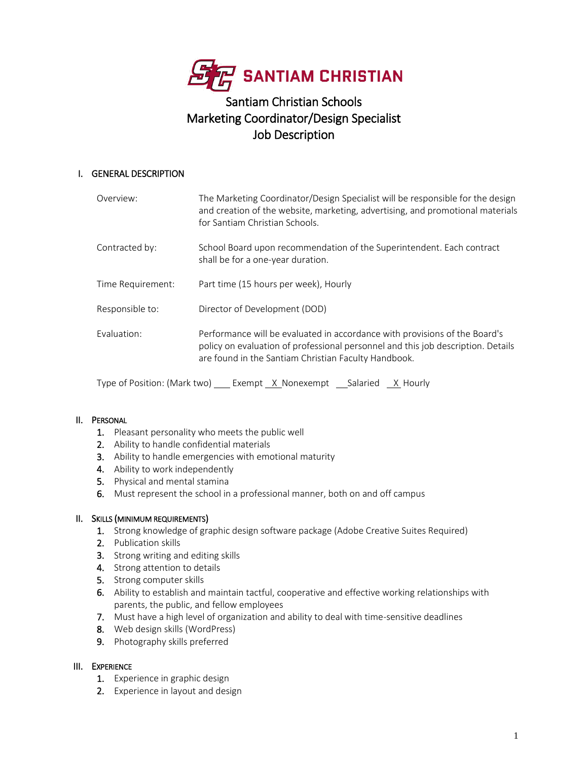# SANTIAM CHRISTIAN

## Santiam Christian Schools
## Marketing Coordinator/Design Specialist
## Job Description

### I. GENERAL DESCRIPTION

| | |
|---|---|
| Overview: | The Marketing Coordinator/Design Specialist will be responsible for the design and creation of the website, marketing, advertising, and promotional materials for Santiam Christian Schools. |
| Contracted by: | School Board upon recommendation of the Superintendent. Each contract shall be for a one-year duration. |
| Time Requirement: | Part time (15 hours per week), Hourly |
| Responsible to: | Director of Development (DOD) |
| Evaluation: | Performance will be evaluated in accordance with provisions of the Board's policy on evaluation of professional personnel and this job description. Details are found in the Santiam Christian Faculty Handbook. |

Type of Position: (Mark two) ___ Exempt _X_ Nonexempt ___Salaried _X_ Hourly

### II. PERSONAL

1. Pleasant personality who meets the public well
2. Ability to handle confidential materials
3. Ability to handle emergencies with emotional maturity
4. Ability to work independently
5. Physical and mental stamina
6. Must represent the school in a professional manner, both on and off campus

### II. SKILLS (MINIMUM REQUIREMENTS)

1. Strong knowledge of graphic design software package (Adobe Creative Suites Required)
2. Publication skills
3. Strong writing and editing skills
4. Strong attention to details
5. Strong computer skills
6. Ability to establish and maintain tactful, cooperative and effective working relationships with parents, the public, and fellow employees
7. Must have a high level of organization and ability to deal with time-sensitive deadlines
8. Web design skills (WordPress)
9. Photography skills preferred

### III. EXPERIENCE

1. Experience in graphic design
2. Experience in layout and design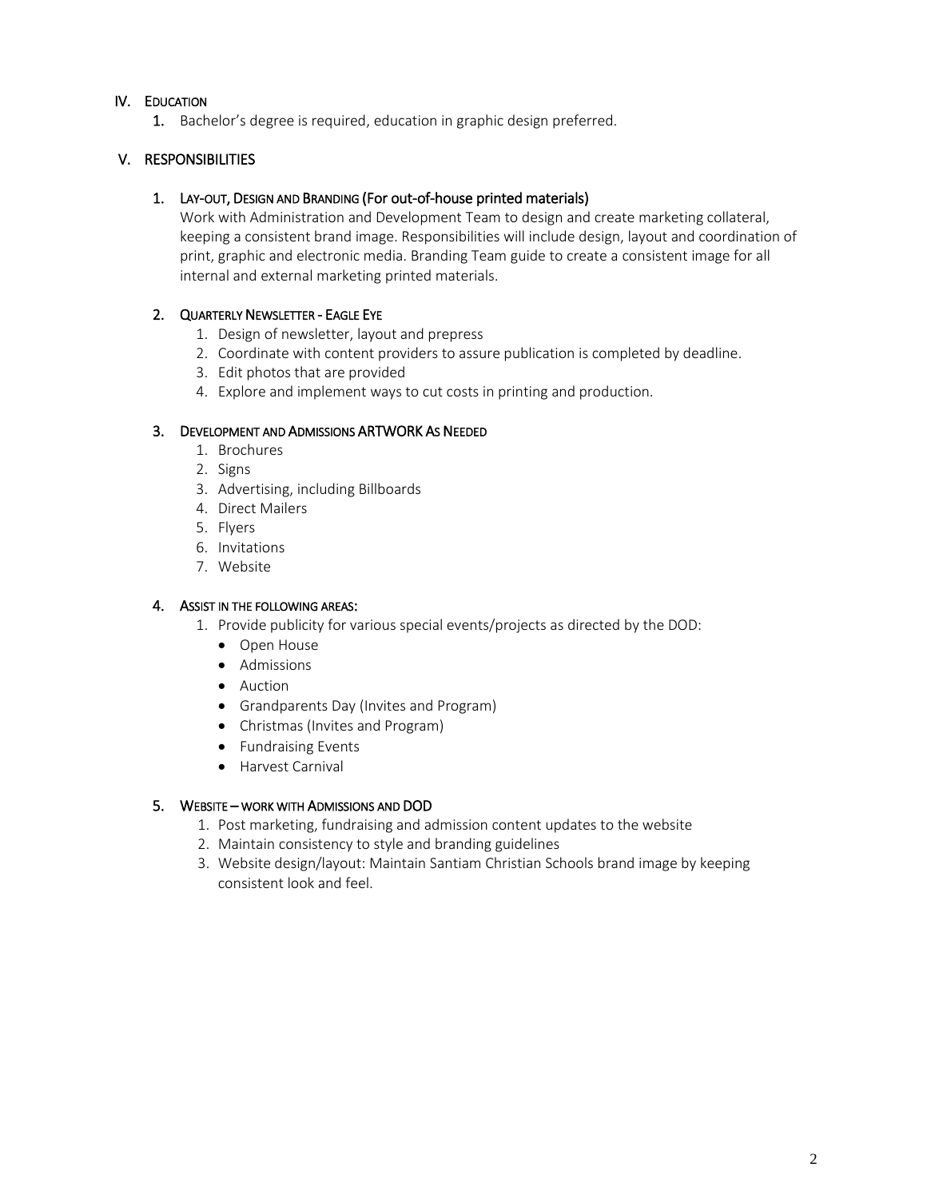## IV. Education

1. Bachelor's degree is required, education in graphic design preferred.

## V. RESPONSIBILITIES

### 1. Lay-out, Design and Branding (For out-of-house printed materials)

Work with Administration and Development Team to design and create marketing collateral, keeping a consistent brand image. Responsibilities will include design, layout and coordination of print, graphic and electronic media. Branding Team guide to create a consistent image for all internal and external marketing printed materials.

### 2. Quarterly Newsletter - Eagle Eye

1. Design of newsletter, layout and prepress
2. Coordinate with content providers to assure publication is completed by deadline.
3. Edit photos that are provided
4. Explore and implement ways to cut costs in printing and production.

### 3. Development and Admissions ARTWORK As Needed

1. Brochures
2. Signs
3. Advertising, including Billboards
4. Direct Mailers
5. Flyers
6. Invitations
7. Website

### 4. Assist in the following areas:

1. Provide publicity for various special events/projects as directed by the DOD:
   - Open House
   - Admissions
   - Auction
   - Grandparents Day (Invites and Program)
   - Christmas (Invites and Program)
   - Fundraising Events
   - Harvest Carnival

### 5. Website – work with Admissions and DOD

1. Post marketing, fundraising and admission content updates to the website
2. Maintain consistency to style and branding guidelines
3. Website design/layout: Maintain Santiam Christian Schools brand image by keeping consistent look and feel.